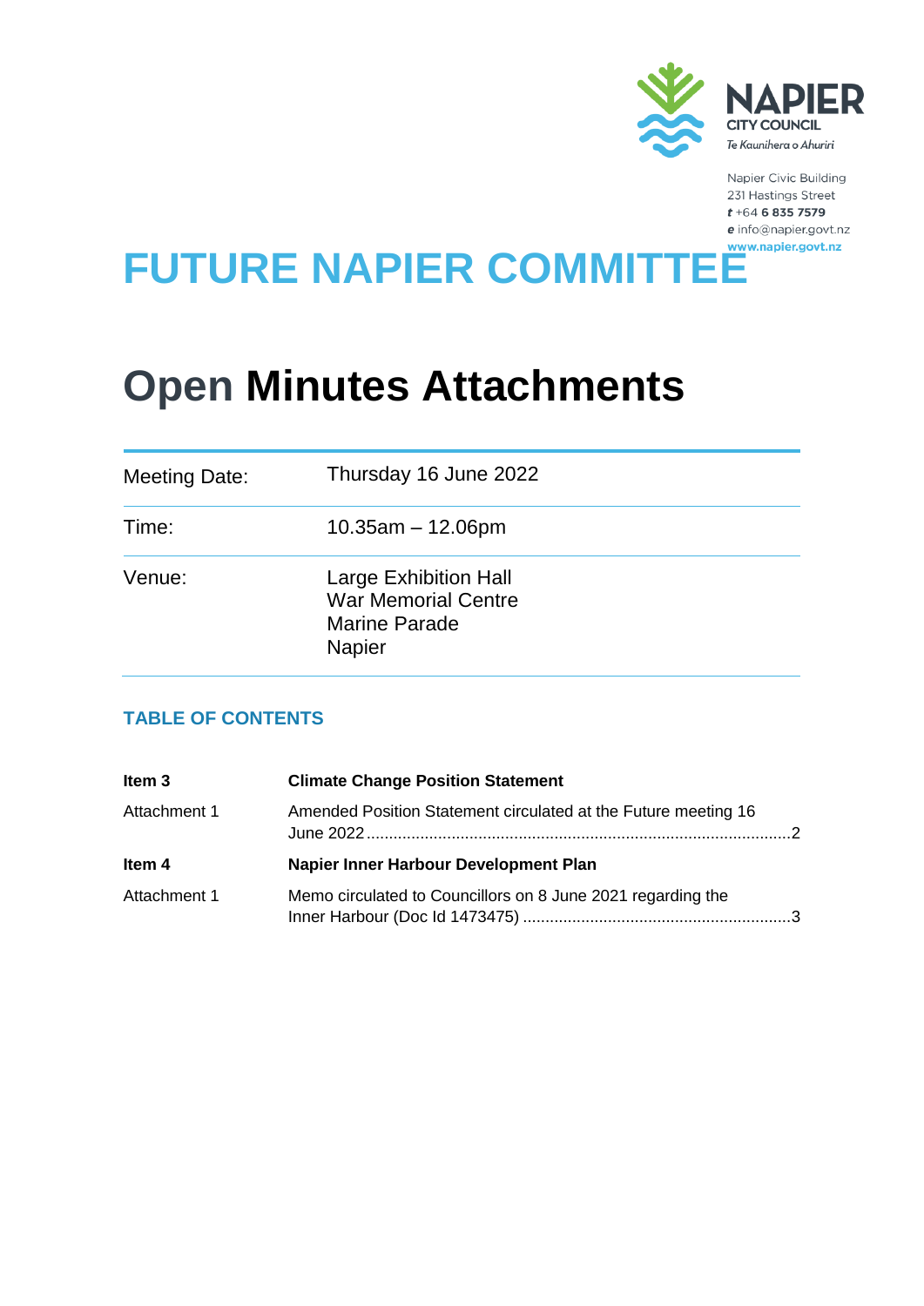NAPIER CITY COUNCIL
*Te Kaunihera o Ahuriri*

Napier Civic Building
231 Hastings Street
**t** +64 **6 835 7579**
**e** info@napier.govt.nz
**www.napier.govt.nz**

# FUTURE NAPIER COMMITTEE

# Open **Minutes Attachments**

| | |
|---|---|
| Meeting Date: | Thursday 16 June 2022 |
| Time: | 10.35am – 12.06pm |
| Venue: | Large Exhibition Hall<br>War Memorial Centre<br>Marine Parade<br>Napier |

## TABLE OF CONTENTS

| | | |
|---|---|---|
| **Item 3** | **Climate Change Position Statement** | |
| Attachment 1 | Amended Position Statement circulated at the Future meeting 16 June 2022 | 2 |
| **Item 4** | **Napier Inner Harbour Development Plan** | |
| Attachment 1 | Memo circulated to Councillors on 8 June 2021 regarding the Inner Harbour (Doc Id 1473475) | 3 |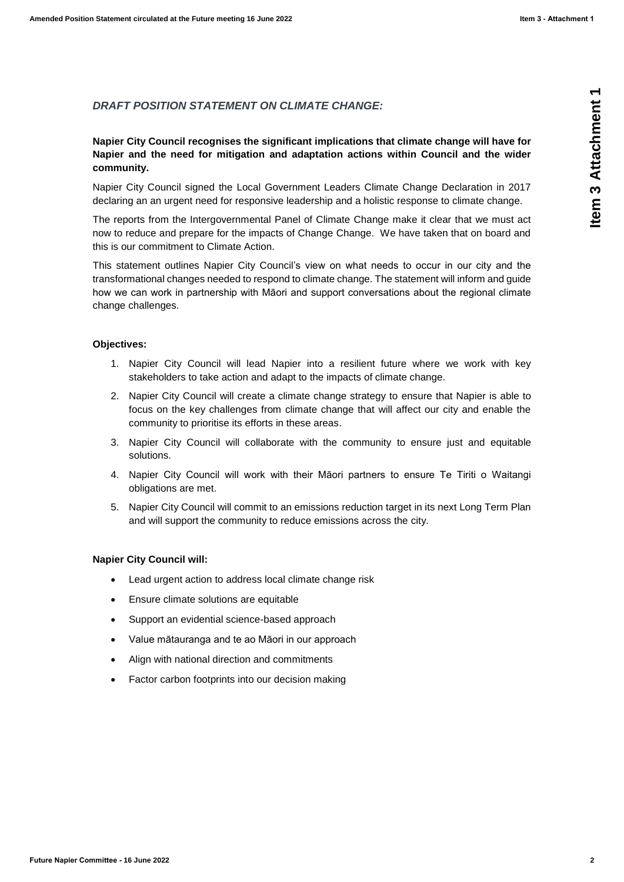*DRAFT POSITION STATEMENT ON CLIMATE CHANGE:*

**Napier City Council recognises the significant implications that climate change will have for Napier and the need for mitigation and adaptation actions within Council and the wider community.**

Napier City Council signed the Local Government Leaders Climate Change Declaration in 2017 declaring an an urgent need for responsive leadership and a holistic response to climate change.

The reports from the Intergovernmental Panel of Climate Change make it clear that we must act now to reduce and prepare for the impacts of Change Change. We have taken that on board and this is our commitment to Climate Action.

This statement outlines Napier City Council's view on what needs to occur in our city and the transformational changes needed to respond to climate change. The statement will inform and guide how we can work in partnership with Māori and support conversations about the regional climate change challenges.

**Objectives:**

1. Napier City Council will lead Napier into a resilient future where we work with key stakeholders to take action and adapt to the impacts of climate change.
2. Napier City Council will create a climate change strategy to ensure that Napier is able to focus on the key challenges from climate change that will affect our city and enable the community to prioritise its efforts in these areas.
3. Napier City Council will collaborate with the community to ensure just and equitable solutions.
4. Napier City Council will work with their Māori partners to ensure Te Tiriti o Waitangi obligations are met.
5. Napier City Council will commit to an emissions reduction target in its next Long Term Plan and will support the community to reduce emissions across the city.

**Napier City Council will:**

- Lead urgent action to address local climate change risk
- Ensure climate solutions are equitable
- Support an evidential science-based approach
- Value mātauranga and te ao Māori in our approach
- Align with national direction and commitments
- Factor carbon footprints into our decision making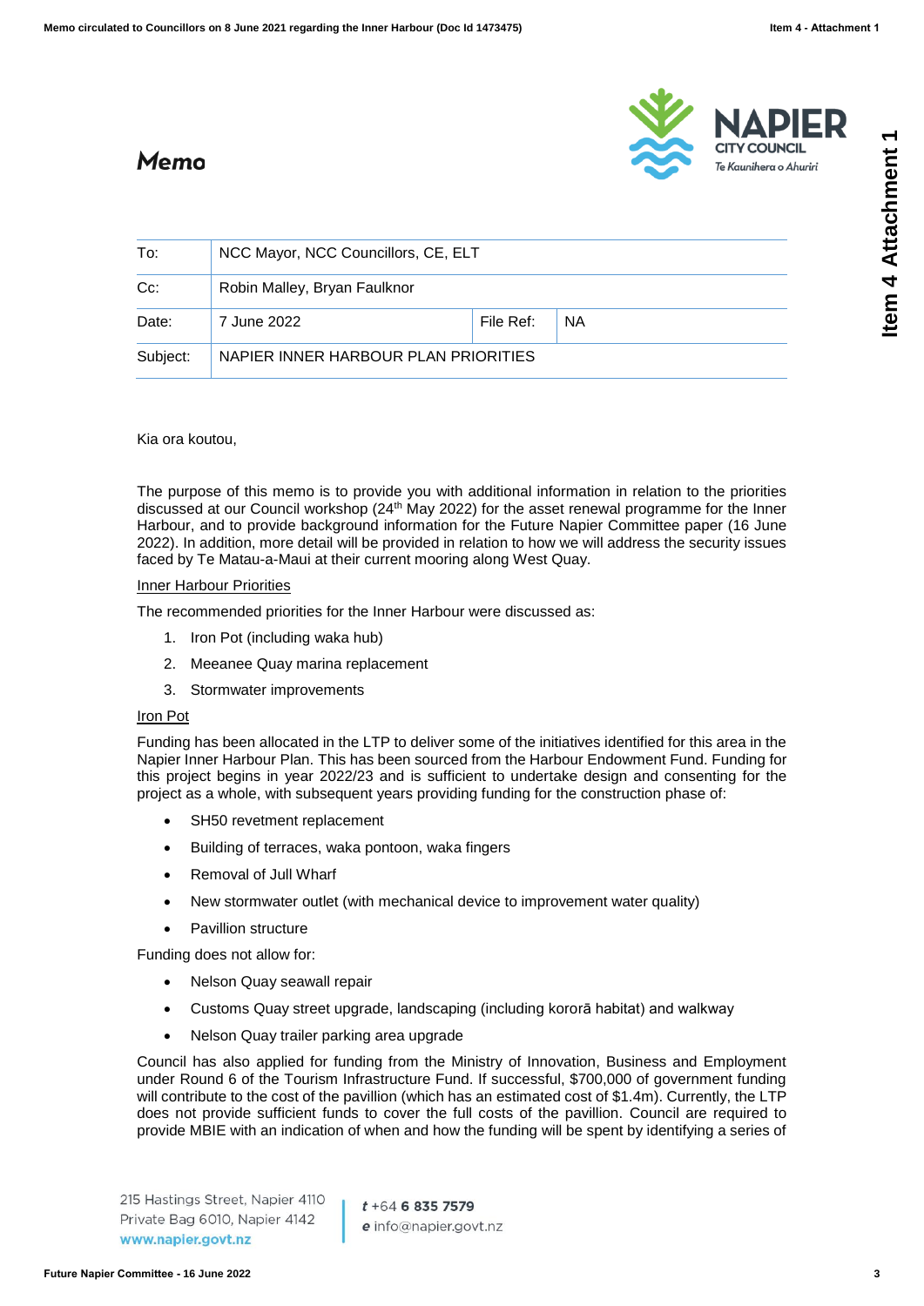# Memo

| To: | NCC Mayor, NCC Councillors, CE, ELT | | |
|---|---|---|---|
| Cc: | Robin Malley, Bryan Faulknor | | |
| Date: | 7 June 2022 | File Ref: | NA |
| Subject: | NAPIER INNER HARBOUR PLAN PRIORITIES | | |

Kia ora koutou,

The purpose of this memo is to provide you with additional information in relation to the priorities discussed at our Council workshop (24th May 2022) for the asset renewal programme for the Inner Harbour, and to provide background information for the Future Napier Committee paper (16 June 2022). In addition, more detail will be provided in relation to how we will address the security issues faced by Te Matau-a-Maui at their current mooring along West Quay.

<u>Inner Harbour Priorities</u>

The recommended priorities for the Inner Harbour were discussed as:

1. Iron Pot (including waka hub)
2. Meeanee Quay marina replacement
3. Stormwater improvements

<u>Iron Pot</u>

Funding has been allocated in the LTP to deliver some of the initiatives identified for this area in the Napier Inner Harbour Plan. This has been sourced from the Harbour Endowment Fund. Funding for this project begins in year 2022/23 and is sufficient to undertake design and consenting for the project as a whole, with subsequent years providing funding for the construction phase of:

- SH50 revetment replacement
- Building of terraces, waka pontoon, waka fingers
- Removal of Jull Wharf
- New stormwater outlet (with mechanical device to improvement water quality)
- Pavillion structure

Funding does not allow for:

- Nelson Quay seawall repair
- Customs Quay street upgrade, landscaping (including kororā habitat) and walkway
- Nelson Quay trailer parking area upgrade

Council has also applied for funding from the Ministry of Innovation, Business and Employment under Round 6 of the Tourism Infrastructure Fund. If successful, $700,000 of government funding will contribute to the cost of the pavillion (which has an estimated cost of $1.4m). Currently, the LTP does not provide sufficient funds to cover the full costs of the pavillion. Council are required to provide MBIE with an indication of when and how the funding will be spent by identifying a series of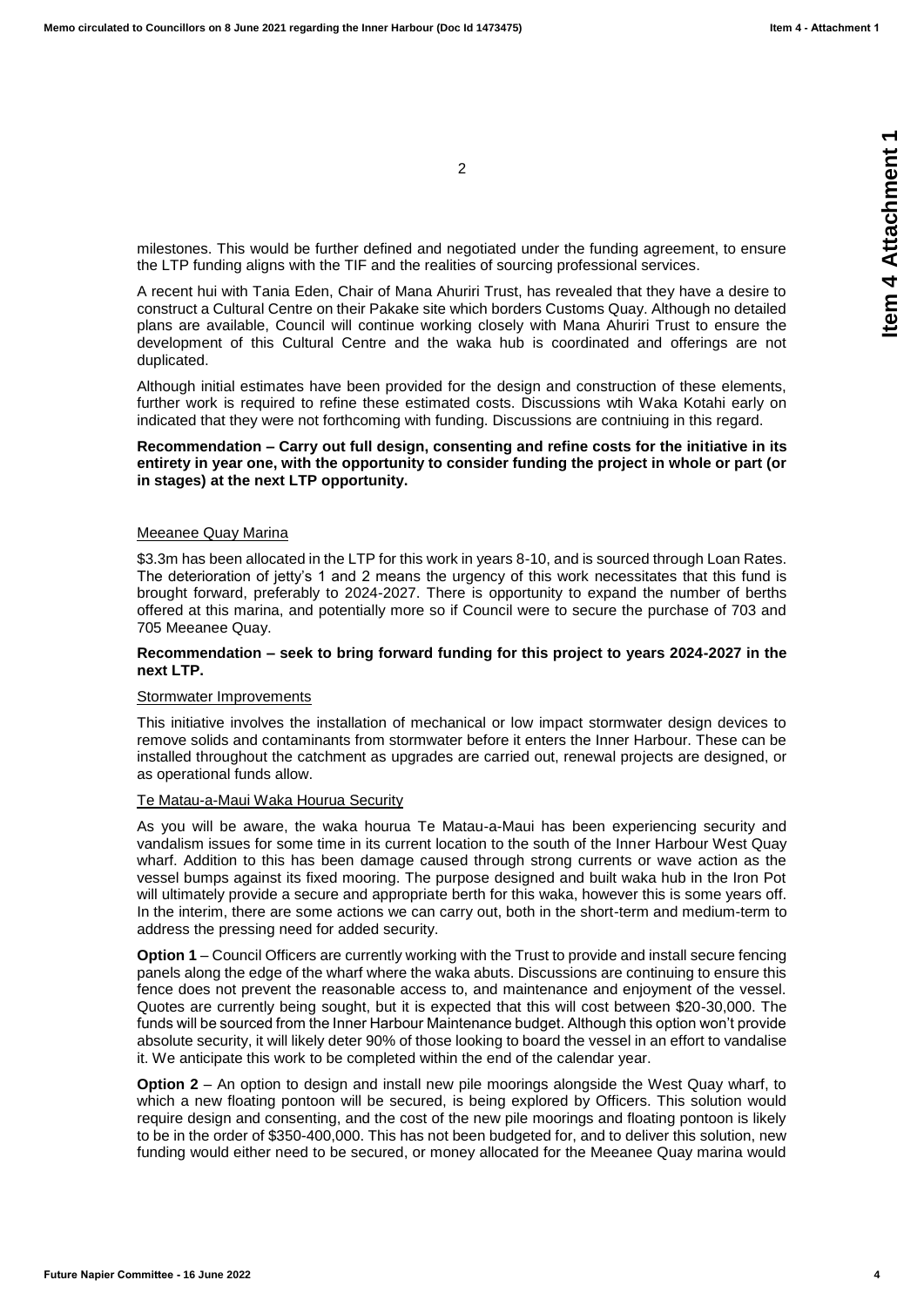milestones. This would be further defined and negotiated under the funding agreement, to ensure the LTP funding aligns with the TIF and the realities of sourcing professional services.

A recent hui with Tania Eden, Chair of Mana Ahuriri Trust, has revealed that they have a desire to construct a Cultural Centre on their Pakake site which borders Customs Quay. Although no detailed plans are available, Council will continue working closely with Mana Ahuriri Trust to ensure the development of this Cultural Centre and the waka hub is coordinated and offerings are not duplicated.

Although initial estimates have been provided for the design and construction of these elements, further work is required to refine these estimated costs. Discussions wtih Waka Kotahi early on indicated that they were not forthcoming with funding. Discussions are contniuing in this regard.

**Recommendation – Carry out full design, consenting and refine costs for the initiative in its entirety in year one, with the opportunity to consider funding the project in whole or part (or in stages) at the next LTP opportunity.**

Meeanee Quay Marina

$3.3m has been allocated in the LTP for this work in years 8-10, and is sourced through Loan Rates. The deterioration of jetty's 1 and 2 means the urgency of this work necessitates that this fund is brought forward, preferably to 2024-2027. There is opportunity to expand the number of berths offered at this marina, and potentially more so if Council were to secure the purchase of 703 and 705 Meeanee Quay.

**Recommendation – seek to bring forward funding for this project to years 2024-2027 in the next LTP.**

Stormwater Improvements

This initiative involves the installation of mechanical or low impact stormwater design devices to remove solids and contaminants from stormwater before it enters the Inner Harbour. These can be installed throughout the catchment as upgrades are carried out, renewal projects are designed, or as operational funds allow.

Te Matau-a-Maui Waka Hourua Security

As you will be aware, the waka hourua Te Matau-a-Maui has been experiencing security and vandalism issues for some time in its current location to the south of the Inner Harbour West Quay wharf. Addition to this has been damage caused through strong currents or wave action as the vessel bumps against its fixed mooring. The purpose designed and built waka hub in the Iron Pot will ultimately provide a secure and appropriate berth for this waka, however this is some years off. In the interim, there are some actions we can carry out, both in the short-term and medium-term to address the pressing need for added security.

**Option 1** – Council Officers are currently working with the Trust to provide and install secure fencing panels along the edge of the wharf where the waka abuts. Discussions are continuing to ensure this fence does not prevent the reasonable access to, and maintenance and enjoyment of the vessel. Quotes are currently being sought, but it is expected that this will cost between $20-30,000. The funds will be sourced from the Inner Harbour Maintenance budget. Although this option won't provide absolute security, it will likely deter 90% of those looking to board the vessel in an effort to vandalise it. We anticipate this work to be completed within the end of the calendar year.

**Option 2** – An option to design and install new pile moorings alongside the West Quay wharf, to which a new floating pontoon will be secured, is being explored by Officers. This solution would require design and consenting, and the cost of the new pile moorings and floating pontoon is likely to be in the order of $350-400,000. This has not been budgeted for, and to deliver this solution, new funding would either need to be secured, or money allocated for the Meeanee Quay marina would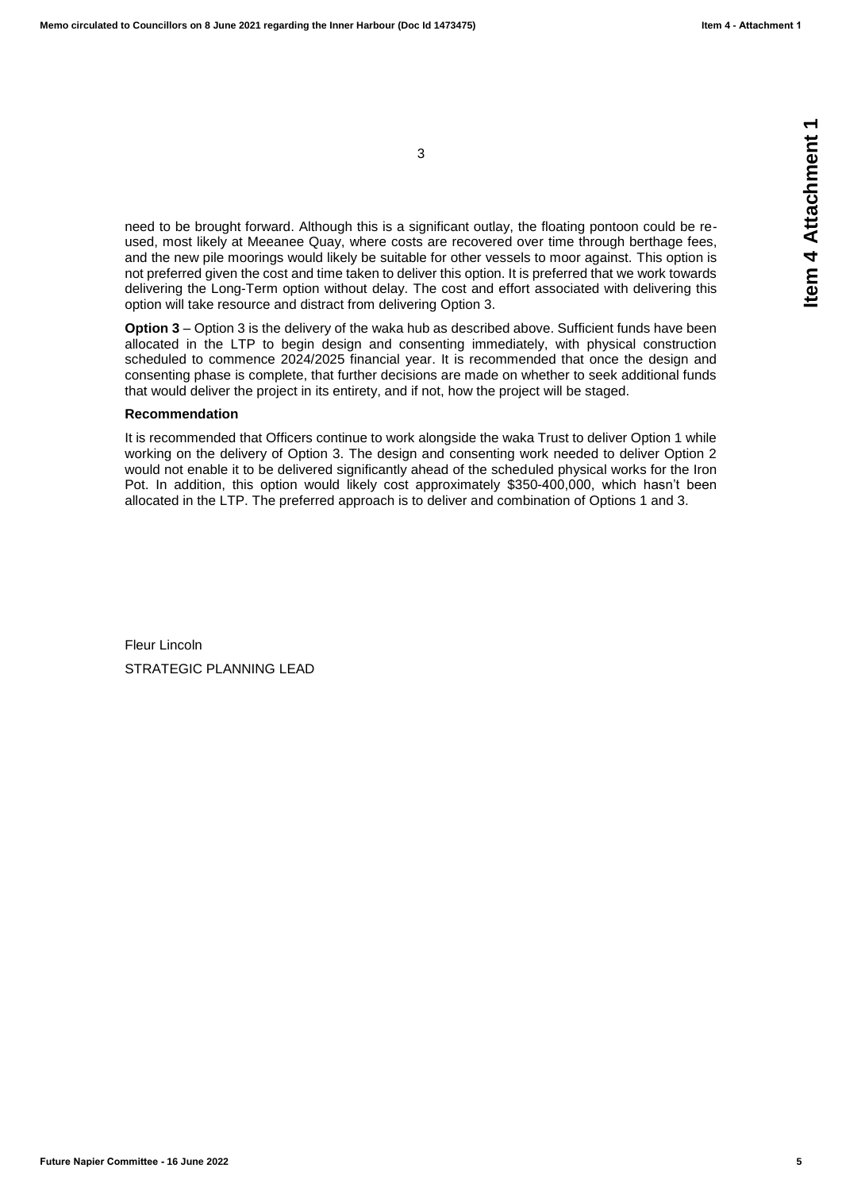need to be brought forward. Although this is a significant outlay, the floating pontoon could be re-used, most likely at Meeanee Quay, where costs are recovered over time through berthage fees, and the new pile moorings would likely be suitable for other vessels to moor against. This option is not preferred given the cost and time taken to deliver this option. It is preferred that we work towards delivering the Long-Term option without delay. The cost and effort associated with delivering this option will take resource and distract from delivering Option 3.

**Option 3** – Option 3 is the delivery of the waka hub as described above. Sufficient funds have been allocated in the LTP to begin design and consenting immediately, with physical construction scheduled to commence 2024/2025 financial year. It is recommended that once the design and consenting phase is complete, that further decisions are made on whether to seek additional funds that would deliver the project in its entirety, and if not, how the project will be staged.

**Recommendation**

It is recommended that Officers continue to work alongside the waka Trust to deliver Option 1 while working on the delivery of Option 3. The design and consenting work needed to deliver Option 2 would not enable it to be delivered significantly ahead of the scheduled physical works for the Iron Pot. In addition, this option would likely cost approximately $350-400,000, which hasn't been allocated in the LTP. The preferred approach is to deliver and combination of Options 1 and 3.

Fleur Lincoln

STRATEGIC PLANNING LEAD